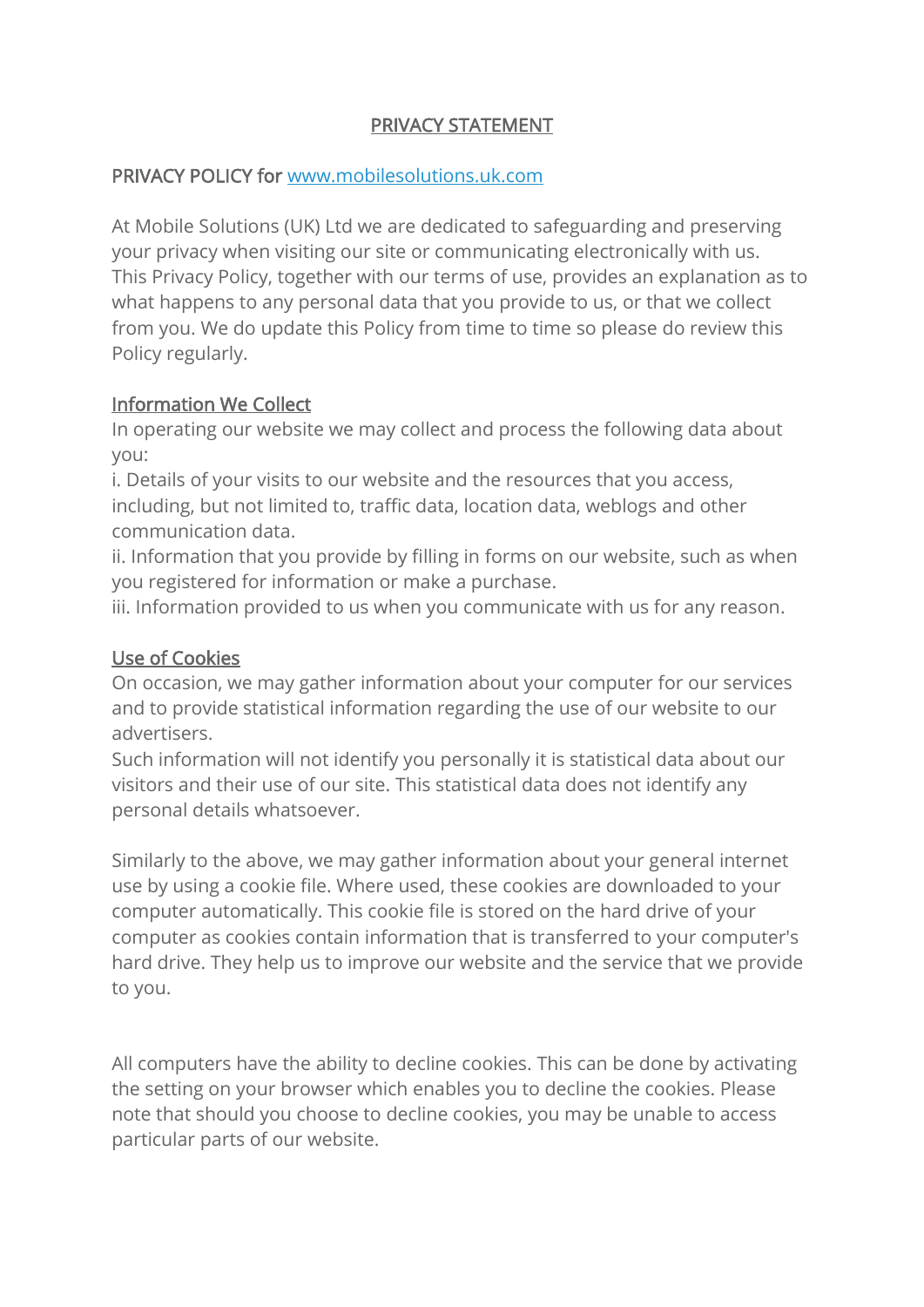# PRIVACY STATEMENT

## PRIVACY POLICY for [www.mobilesolutions.uk.com](http://www.mobilesolutions.uk.com)

At Mobile Solutions (UK) Ltd we are dedicated to safeguarding and preserving your privacy when visiting our site or communicating electronically with us. This Privacy Policy, together with our terms of use, provides an explanation as to what happens to any personal data that you provide to us, or that we collect from you. We do update this Policy from time to time so please do review this Policy regularly.

### Information We Collect

In operating our website we may collect and process the following data about you:

i. Details of your visits to our website and the resources that you access, including, but not limited to, traffic data, location data, weblogs and other communication data.

ii. Information that you provide by filling in forms on our website, such as when you registered for information or make a purchase.

iii. Information provided to us when you communicate with us for any reason.

### Use of Cookies

On occasion, we may gather information about your computer for our services and to provide statistical information regarding the use of our website to our advertisers.

Such information will not identify you personally it is statistical data about our visitors and their use of our site. This statistical data does not identify any personal details whatsoever.

Similarly to the above, we may gather information about your general internet use by using a cookie file. Where used, these cookies are downloaded to your computer automatically. This cookie file is stored on the hard drive of your computer as cookies contain information that is transferred to your computer's hard drive. They help us to improve our website and the service that we provide to you.

All computers have the ability to decline cookies. This can be done by activating the setting on your browser which enables you to decline the cookies. Please note that should you choose to decline cookies, you may be unable to access particular parts of our website.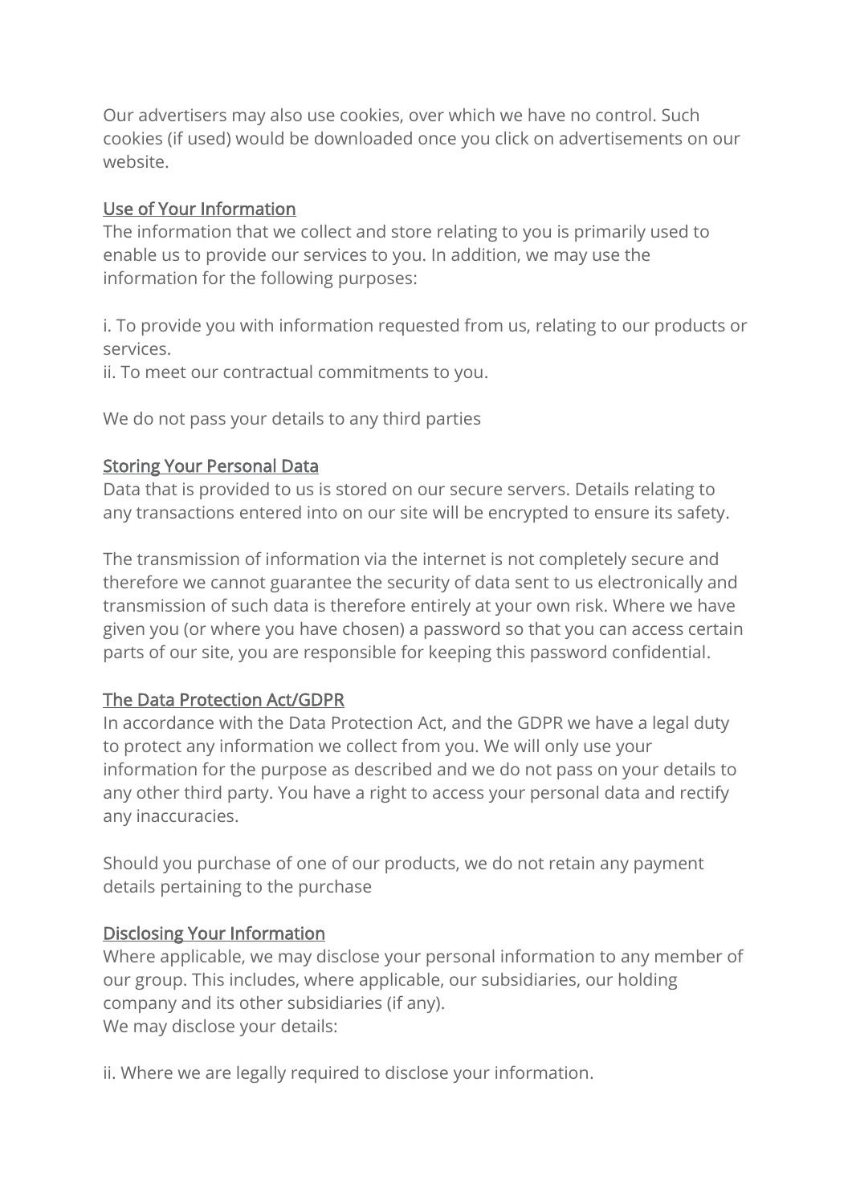Our advertisers may also use cookies, over which we have no control. Such cookies (if used) would be downloaded once you click on advertisements on our website.

## Use of Your Information

The information that we collect and store relating to you is primarily used to enable us to provide our services to you. In addition, we may use the information for the following purposes:

i. To provide you with information requested from us, relating to our products or services.
ii. To meet our contractual commitments to you.

We do not pass your details to any third parties

## Storing Your Personal Data

Data that is provided to us is stored on our secure servers. Details relating to any transactions entered into on our site will be encrypted to ensure its safety.

The transmission of information via the internet is not completely secure and therefore we cannot guarantee the security of data sent to us electronically and transmission of such data is therefore entirely at your own risk. Where we have given you (or where you have chosen) a password so that you can access certain parts of our site, you are responsible for keeping this password confidential.

## The Data Protection Act/GDPR

In accordance with the Data Protection Act, and the GDPR we have a legal duty to protect any information we collect from you. We will only use your information for the purpose as described and we do not pass on your details to any other third party. You have a right to access your personal data and rectify any inaccuracies.

Should you purchase of one of our products, we do not retain any payment details pertaining to the purchase

## Disclosing Your Information

Where applicable, we may disclose your personal information to any member of our group. This includes, where applicable, our subsidiaries, our holding company and its other subsidiaries (if any).
We may disclose your details:

ii. Where we are legally required to disclose your information.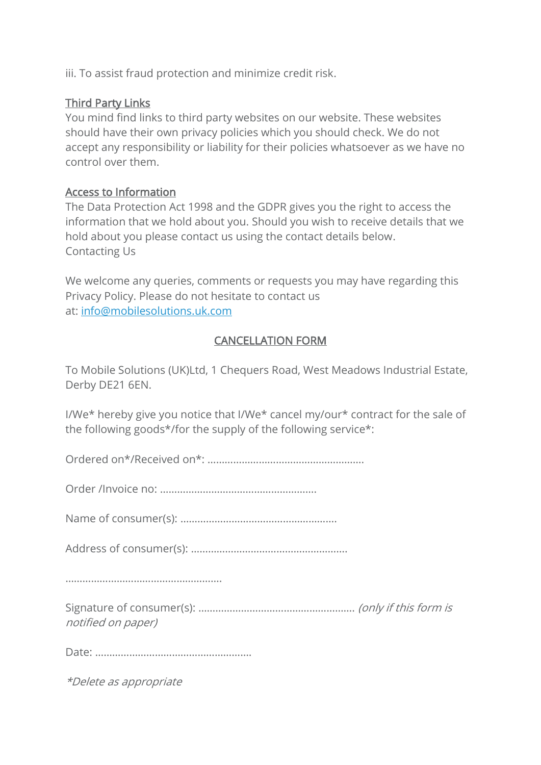iii. To assist fraud protection and minimize credit risk.

<u>Third Party Links</u>

You mind find links to third party websites on our website. These websites should have their own privacy policies which you should check. We do not accept any responsibility or liability for their policies whatsoever as we have no control over them.

<u>Access to Information</u>

The Data Protection Act 1998 and the GDPR gives you the right to access the information that we hold about you. Should you wish to receive details that we hold about you please contact us using the contact details below.
Contacting Us

We welcome any queries, comments or requests you may have regarding this Privacy Policy. Please do not hesitate to contact us at: info@mobilesolutions.uk.com

## <u>CANCELLATION FORM</u>

To Mobile Solutions (UK)Ltd, 1 Chequers Road, West Meadows Industrial Estate, Derby DE21 6EN.

I/We* hereby give you notice that I/We* cancel my/our* contract for the sale of the following goods*/for the supply of the following service*:

Ordered on*/Received on*: ……………………………………………….

Order /Invoice no: ……………………………………………….

Name of consumer(s): ……………………………………………….

Address of consumer(s): ……………………………………………….

……………………………………………….

Signature of consumer(s): ………………………………………………. *(only if this form is notified on paper)*

Date: ……………………………………………….

*\*Delete as appropriate*